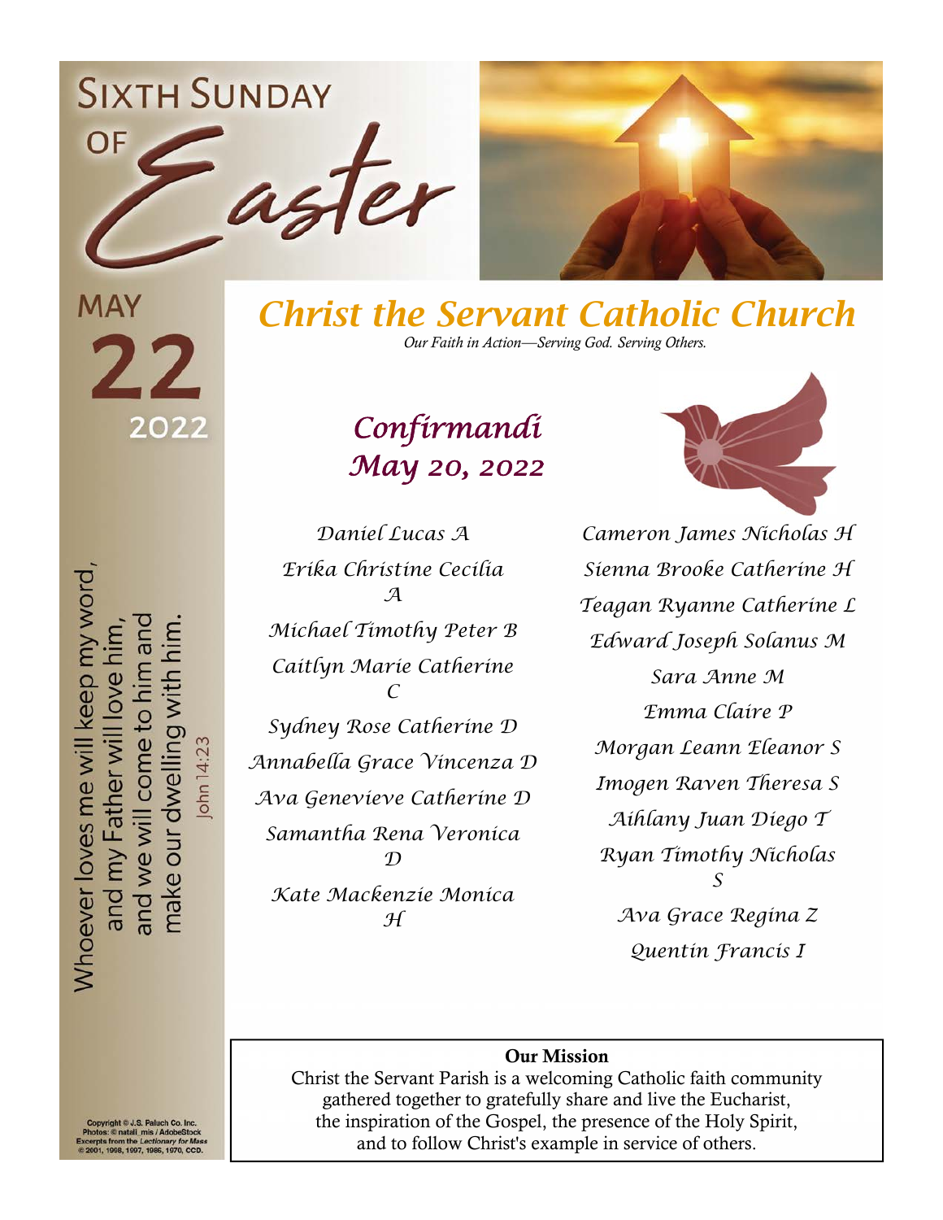# Sixth Sunday of Easter

MAY 22 2022

# Christ the Servant Catholic Church

*Our Faith in Action—Serving God. Serving Others.*

Whoever loves me will keep my word, and my Father will love him, and we will come to him and make our dwelling with him.

John 14:23

## Confirmandi May 20, 2022

Daniel Lucas A
Erika Christine Cecilia A
Michael Timothy Peter B
Caitlyn Marie Catherine C
Sydney Rose Catherine D
Annabella Grace Vincenza D
Ava Genevieve Catherine D
Samantha Rena Veronica D
Kate Mackenzie Monica H
Cameron James Nicholas H
Sienna Brooke Catherine H
Teagan Ryanne Catherine L
Edward Joseph Solanus M
Sara Anne M
Emma Claire P
Morgan Leann Eleanor S
Imogen Raven Theresa S
Aihlany Juan Diego T
Ryan Timothy Nicholas S
Ava Grace Regina Z
Quentin Francis I

**Our Mission**

Christ the Servant Parish is a welcoming Catholic faith community gathered together to gratefully share and live the Eucharist, the inspiration of the Gospel, the presence of the Holy Spirit, and to follow Christ's example in service of others.

Copyright © J.S. Paluch Co. Inc.
Photos: © natali_mis / AdobeStock
Excerpts from the *Lectionary for Mass* © 2001, 1998, 1997, 1986, 1970, CCD.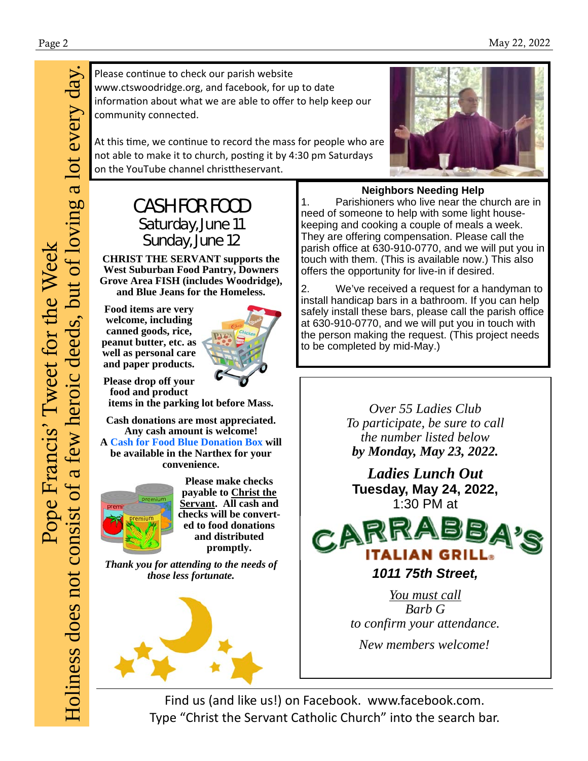Pope Francis' Tweet for the Week

Holiness does not consist of a few heroic deeds, but of loving a lot every day.

Please continue to check our parish website www.ctswoodridge.org, and facebook, for up to date information about what we are able to offer to help keep our community connected.

At this time, we continue to record the mass for people who are not able to make it to church, posting it by 4:30 pm Saturdays on the YouTube channel christtheservant.

## CASH FOR FOOD

Saturday, June 11
Sunday, June 12

**CHRIST THE SERVANT supports the West Suburban Food Pantry, Downers Grove Area FISH (includes Woodridge), and Blue Jeans for the Homeless.**

**Food items are very welcome, including canned goods, rice, peanut butter, etc. as well as personal care and paper products.**

**Please drop off your food and product items in the parking lot before Mass.**

**Cash donations are most appreciated. Any cash amount is welcome! A Cash for Food Blue Donation Box will be available in the Narthex for your convenience.**

**Please make checks payable to Christ the Servant. All cash and checks will be converted to food donations and distributed promptly.**

***Thank you for attending to the needs of those less fortunate.***

### Neighbors Needing Help

1. Parishioners who live near the church are in need of someone to help with some light housekeeping and cooking a couple of meals a week. They are offering compensation. Please call the parish office at 630-910-0770, and we will put you in touch with them. (This is available now.) This also offers the opportunity for live-in if desired.

2. We've received a request for a handyman to install handicap bars in a bathroom. If you can help safely install these bars, please call the parish office at 630-910-0770, and we will put you in touch with the person making the request. (This project needs to be completed by mid-May.)

*Over 55 Ladies Club*
*To participate, be sure to call the number listed below*
***by Monday, May 23, 2022.***

***Ladies Lunch Out***
**Tuesday, May 24, 2022,**
1:30 PM at

CARRABBA'S ITALIAN GRILL

***1011 75th Street,***

*You must call*
*Barb G*
*to confirm your attendance.*

*New members welcome!*

Find us (and like us!) on Facebook. www.facebook.com.
Type "Christ the Servant Catholic Church" into the search bar.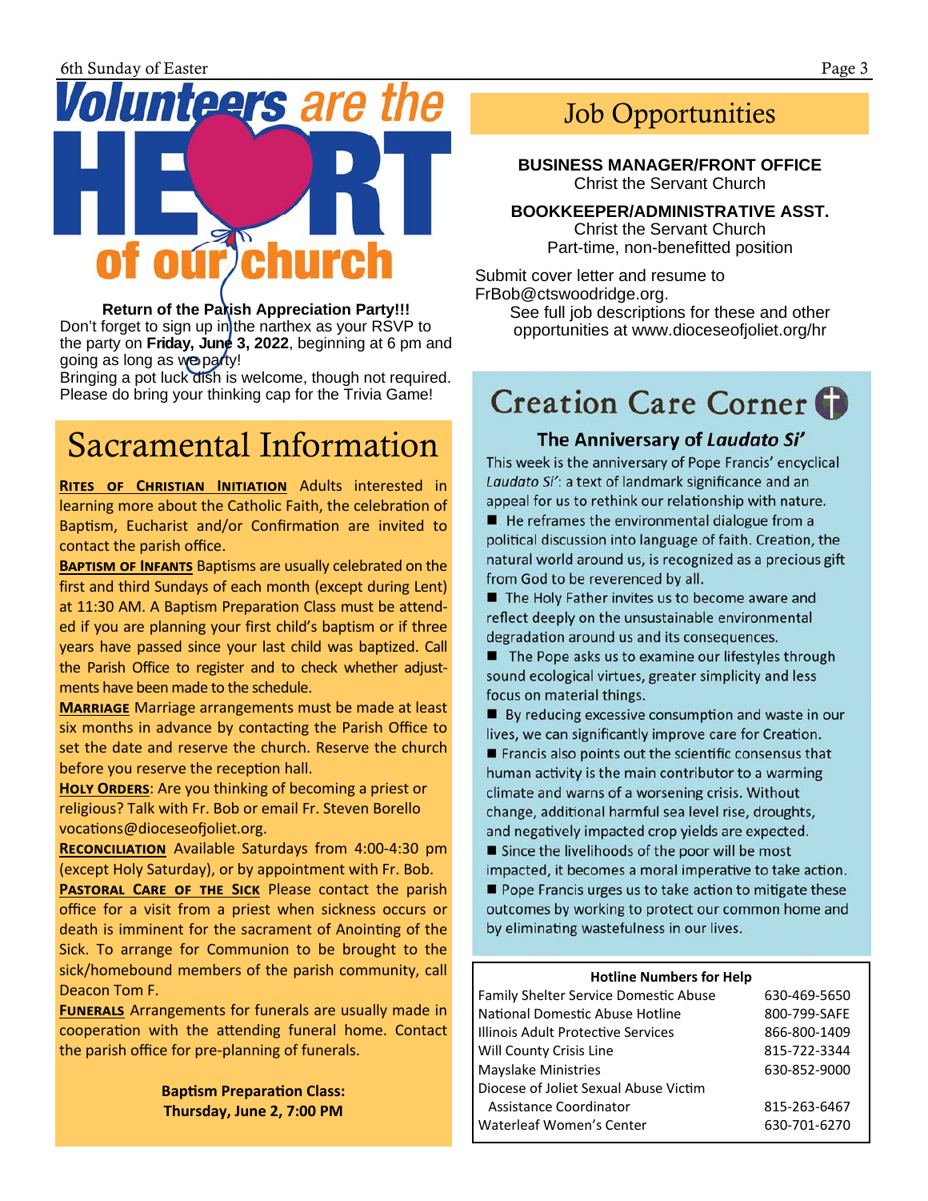# Volunteers are the HEART of our church

**Return of the Parish Appreciation Party!!!**

Don't forget to sign up in the narthex as your RSVP to the party on **Friday, June 3, 2022**, beginning at 6 pm and going as long as we party!

Bringing a pot luck dish is welcome, though not required. Please do bring your thinking cap for the Trivia Game!

# Sacramental Information

**RITES OF CHRISTIAN INITIATION** Adults interested in learning more about the Catholic Faith, the celebration of Baptism, Eucharist and/or Confirmation are invited to contact the parish office.

**BAPTISM OF INFANTS** Baptisms are usually celebrated on the first and third Sundays of each month (except during Lent) at 11:30 AM. A Baptism Preparation Class must be attended if you are planning your first child's baptism or if three years have passed since your last child was baptized. Call the Parish Office to register and to check whether adjustments have been made to the schedule.

**MARRIAGE** Marriage arrangements must be made at least six months in advance by contacting the Parish Office to set the date and reserve the church. Reserve the church before you reserve the reception hall.

**HOLY ORDERS**: Are you thinking of becoming a priest or religious? Talk with Fr. Bob or email Fr. Steven Borello vocations@dioceseofjoliet.org.

**RECONCILIATION** Available Saturdays from 4:00-4:30 pm (except Holy Saturday), or by appointment with Fr. Bob.

**PASTORAL CARE OF THE SICK** Please contact the parish office for a visit from a priest when sickness occurs or death is imminent for the sacrament of Anointing of the Sick. To arrange for Communion to be brought to the sick/homebound members of the parish community, call Deacon Tom F.

**FUNERALS** Arrangements for funerals are usually made in cooperation with the attending funeral home. Contact the parish office for pre-planning of funerals.

**Baptism Preparation Class:**
**Thursday, June 2, 7:00 PM**

# Job Opportunities

**BUSINESS MANAGER/FRONT OFFICE**
Christ the Servant Church

**BOOKKEEPER/ADMINISTRATIVE ASST.**
Christ the Servant Church
Part-time, non-benefitted position

Submit cover letter and resume to FrBob@ctswoodridge.org.
See full job descriptions for these and other opportunities at www.dioceseofjoliet.org/hr

# Creation Care Corner

## The Anniversary of *Laudato Si'*

This week is the anniversary of Pope Francis' encyclical *Laudato Si'*: a text of landmark significance and an appeal for us to rethink our relationship with nature.

- He reframes the environmental dialogue from a political discussion into language of faith. Creation, the natural world around us, is recognized as a precious gift from God to be reverenced by all.
- The Holy Father invites us to become aware and reflect deeply on the unsustainable environmental degradation around us and its consequences.
- The Pope asks us to examine our lifestyles through sound ecological virtues, greater simplicity and less focus on material things.
- By reducing excessive consumption and waste in our lives, we can significantly improve care for Creation.
- Francis also points out the scientific consensus that human activity is the main contributor to a warming climate and warns of a worsening crisis. Without change, additional harmful sea level rise, droughts, and negatively impacted crop yields are expected.
- Since the livelihoods of the poor will be most impacted, it becomes a moral imperative to take action.
- Pope Francis urges us to take action to mitigate these outcomes by working to protect our common home and by eliminating wastefulness in our lives.

**Hotline Numbers for Help**

| | |
|---|---|
| Family Shelter Service Domestic Abuse | 630-469-5650 |
| National Domestic Abuse Hotline | 800-799-SAFE |
| Illinois Adult Protective Services | 866-800-1409 |
| Will County Crisis Line | 815-722-3344 |
| Mayslake Ministries | 630-852-9000 |
| Diocese of Joliet Sexual Abuse Victim Assistance Coordinator | 815-263-6467 |
| Waterleaf Women's Center | 630-701-6270 |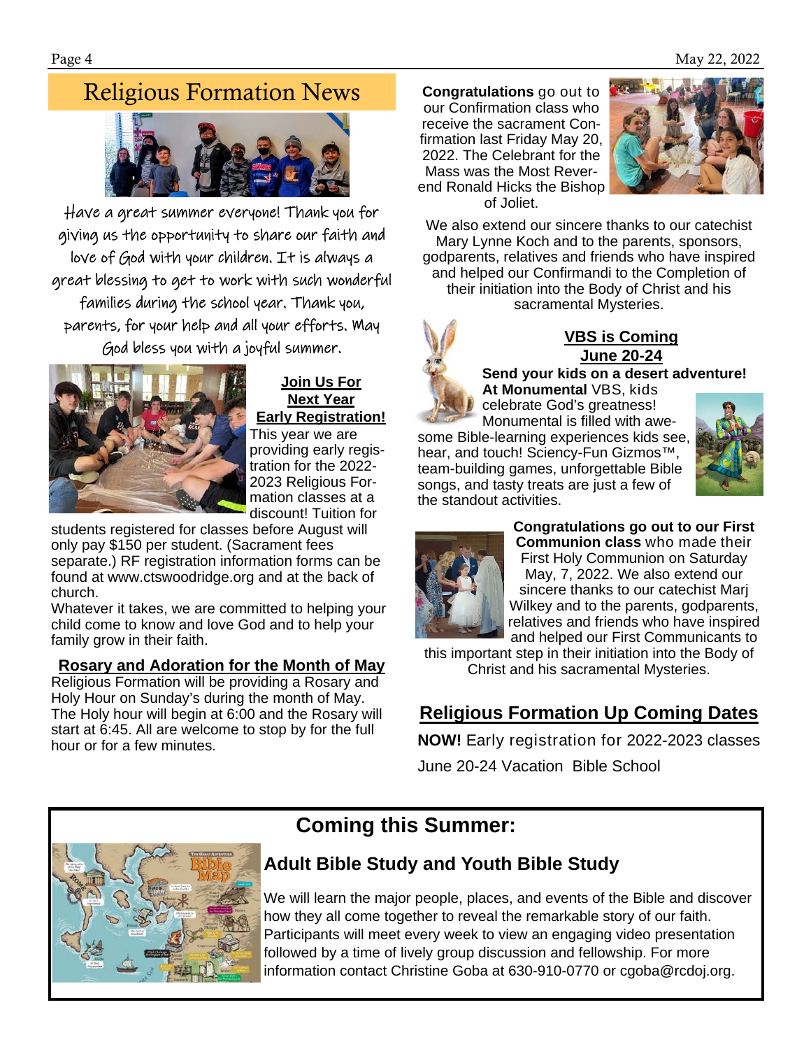# Religious Formation News

Have a great summer everyone! Thank you for giving us the opportunity to share our faith and love of God with your children. It is always a great blessing to get to work with such wonderful families during the school year. Thank you, parents, for your help and all your efforts. May God bless you with a joyful summer.

### Join Us For Next Year Early Registration!

This year we are providing early registration for the 2022-2023 Religious Formation classes at a discount! Tuition for students registered for classes before August will only pay $150 per student. (Sacrament fees separate.) RF registration information forms can be found at www.ctswoodridge.org and at the back of church.

Whatever it takes, we are committed to helping your child come to know and love God and to help your family grow in their faith.

### Rosary and Adoration for the Month of May

Religious Formation will be providing a Rosary and Holy Hour on Sunday's during the month of May. The Holy hour will begin at 6:00 and the Rosary will start at 6:45. All are welcome to stop by for the full hour or for a few minutes.

**Congratulations** go out to our Confirmation class who receive the sacrament Confirmation last Friday May 20, 2022. The Celebrant for the Mass was the Most Reverend Ronald Hicks the Bishop of Joliet.

We also extend our sincere thanks to our catechist Mary Lynne Koch and to the parents, sponsors, godparents, relatives and friends who have inspired and helped our Confirmandi to the Completion of their initiation into the Body of Christ and his sacramental Mysteries.

### VBS is Coming June 20-24

**Send your kids on a desert adventure! At Monumental** VBS, kids celebrate God's greatness! Monumental is filled with awesome Bible-learning experiences kids see, hear, and touch! Sciency-Fun Gizmos™, team-building games, unforgettable Bible songs, and tasty treats are just a few of the standout activities.

**Congratulations go out to our First Communion class** who made their First Holy Communion on Saturday May, 7, 2022. We also extend our sincere thanks to our catechist Marj Wilkey and to the parents, godparents, relatives and friends who have inspired and helped our First Communicants to this important step in their initiation into the Body of Christ and his sacramental Mysteries.

### Religious Formation Up Coming Dates

**NOW!** Early registration for 2022-2023 classes

June 20-24 Vacation Bible School

## Coming this Summer:

### Adult Bible Study and Youth Bible Study

We will learn the major people, places, and events of the Bible and discover how they all come together to reveal the remarkable story of our faith. Participants will meet every week to view an engaging video presentation followed by a time of lively group discussion and fellowship. For more information contact Christine Goba at 630-910-0770 or cgoba@rcdoj.org.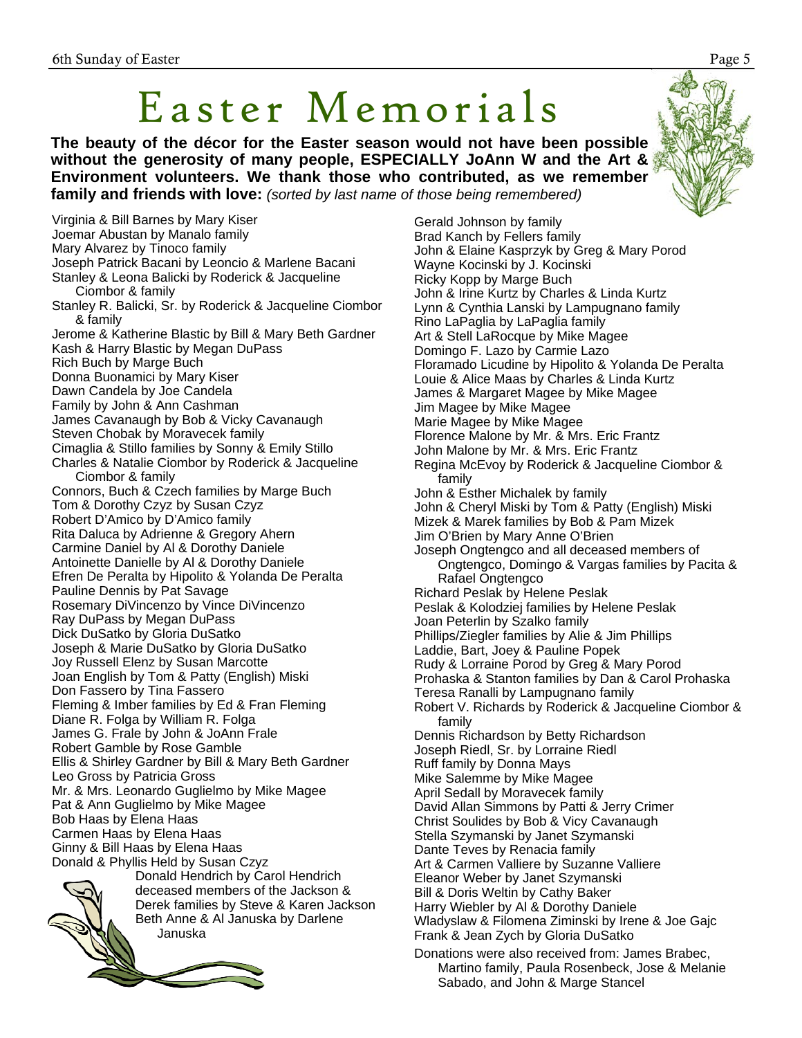# Easter Memorials

**The beauty of the décor for the Easter season would not have been possible without the generosity of many people, ESPECIALLY JoAnn W and the Art & Environment volunteers. We thank those who contributed, as we remember family and friends with love:** *(sorted by last name of those being remembered)*

Virginia & Bill Barnes by Mary Kiser
Joemar Abustan by Manalo family
Mary Alvarez by Tinoco family
Joseph Patrick Bacani by Leoncio & Marlene Bacani
Stanley & Leona Balicki by Roderick & Jacqueline Ciombor & family
Stanley R. Balicki, Sr. by Roderick & Jacqueline Ciombor & family
Jerome & Katherine Blastic by Bill & Mary Beth Gardner
Kash & Harry Blastic by Megan DuPass
Rich Buch by Marge Buch
Donna Buonamici by Mary Kiser
Dawn Candela by Joe Candela
Family by John & Ann Cashman
James Cavanaugh by Bob & Vicky Cavanaugh
Steven Chobak by Moravecek family
Cimaglia & Stillo families by Sonny & Emily Stillo
Charles & Natalie Ciombor by Roderick & Jacqueline Ciombor & family
Connors, Buch & Czech families by Marge Buch
Tom & Dorothy Czyz by Susan Czyz
Robert D'Amico by D'Amico family
Rita Daluca by Adrienne & Gregory Ahern
Carmine Daniel by Al & Dorothy Daniele
Antoinette Danielle by Al & Dorothy Daniele
Efren De Peralta by Hipolito & Yolanda De Peralta
Pauline Dennis by Pat Savage
Rosemary DiVincenzo by Vince DiVincenzo
Ray DuPass by Megan DuPass
Dick DuSatko by Gloria DuSatko
Joseph & Marie DuSatko by Gloria DuSatko
Joy Russell Elenz by Susan Marcotte
Joan English by Tom & Patty (English) Miski
Don Fassero by Tina Fassero
Fleming & Imber families by Ed & Fran Fleming
Diane R. Folga by William R. Folga
James G. Frale by John & JoAnn Frale
Robert Gamble by Rose Gamble
Ellis & Shirley Gardner by Bill & Mary Beth Gardner
Leo Gross by Patricia Gross
Mr. & Mrs. Leonardo Guglielmo by Mike Magee
Pat & Ann Guglielmo by Mike Magee
Bob Haas by Elena Haas
Carmen Haas by Elena Haas
Ginny & Bill Haas by Elena Haas
Donald & Phyllis Held by Susan Czyz
Donald Hendrich by Carol Hendrich
deceased members of the Jackson & Derek families by Steve & Karen Jackson
Beth Anne & Al Januska by Darlene Januska
Gerald Johnson by family
Brad Kanch by Fellers family
John & Elaine Kasprzyk by Greg & Mary Porod
Wayne Kocinski by J. Kocinski
Ricky Kopp by Marge Buch
John & Irine Kurtz by Charles & Linda Kurtz
Lynn & Cynthia Lanski by Lampugnano family
Rino LaPaglia by LaPaglia family
Art & Stell LaRocque by Mike Magee
Domingo F. Lazo by Carmie Lazo
Floramado Licudine by Hipolito & Yolanda De Peralta
Louie & Alice Maas by Charles & Linda Kurtz
James & Margaret Magee by Mike Magee
Jim Magee by Mike Magee
Marie Magee by Mike Magee
Florence Malone by Mr. & Mrs. Eric Frantz
John Malone by Mr. & Mrs. Eric Frantz
Regina McEvoy by Roderick & Jacqueline Ciombor & family
John & Esther Michalek by family
John & Cheryl Miski by Tom & Patty (English) Miski
Mizek & Marek families by Bob & Pam Mizek
Jim O'Brien by Mary Anne O'Brien
Joseph Ongtengco and all deceased members of Ongtengco, Domingo & Vargas families by Pacita & Rafael Ongtengco
Richard Peslak by Helene Peslak
Peslak & Kolodziej families by Helene Peslak
Joan Peterlin by Szalko family
Phillips/Ziegler families by Alie & Jim Phillips
Laddie, Bart, Joey & Pauline Popek
Rudy & Lorraine Porod by Greg & Mary Porod
Prohaska & Stanton families by Dan & Carol Prohaska
Teresa Ranalli by Lampugnano family
Robert V. Richards by Roderick & Jacqueline Ciombor & family
Dennis Richardson by Betty Richardson
Joseph Riedl, Sr. by Lorraine Riedl
Ruff family by Donna Mays
Mike Salemme by Mike Magee
April Sedall by Moravecek family
David Allan Simmons by Patti & Jerry Crimer
Christ Soulides by Bob & Vicy Cavanaugh
Stella Szymanski by Janet Szymanski
Dante Teves by Renacia family
Art & Carmen Valliere by Suzanne Valliere
Eleanor Weber by Janet Szymanski
Bill & Doris Weltin by Cathy Baker
Harry Wiebler by Al & Dorothy Daniele
Wladyslaw & Filomena Ziminski by Irene & Joe Gajc
Frank & Jean Zych by Gloria DuSatko

Donations were also received from: James Brabec, Martino family, Paula Rosenbeck, Jose & Melanie Sabado, and John & Marge Stancel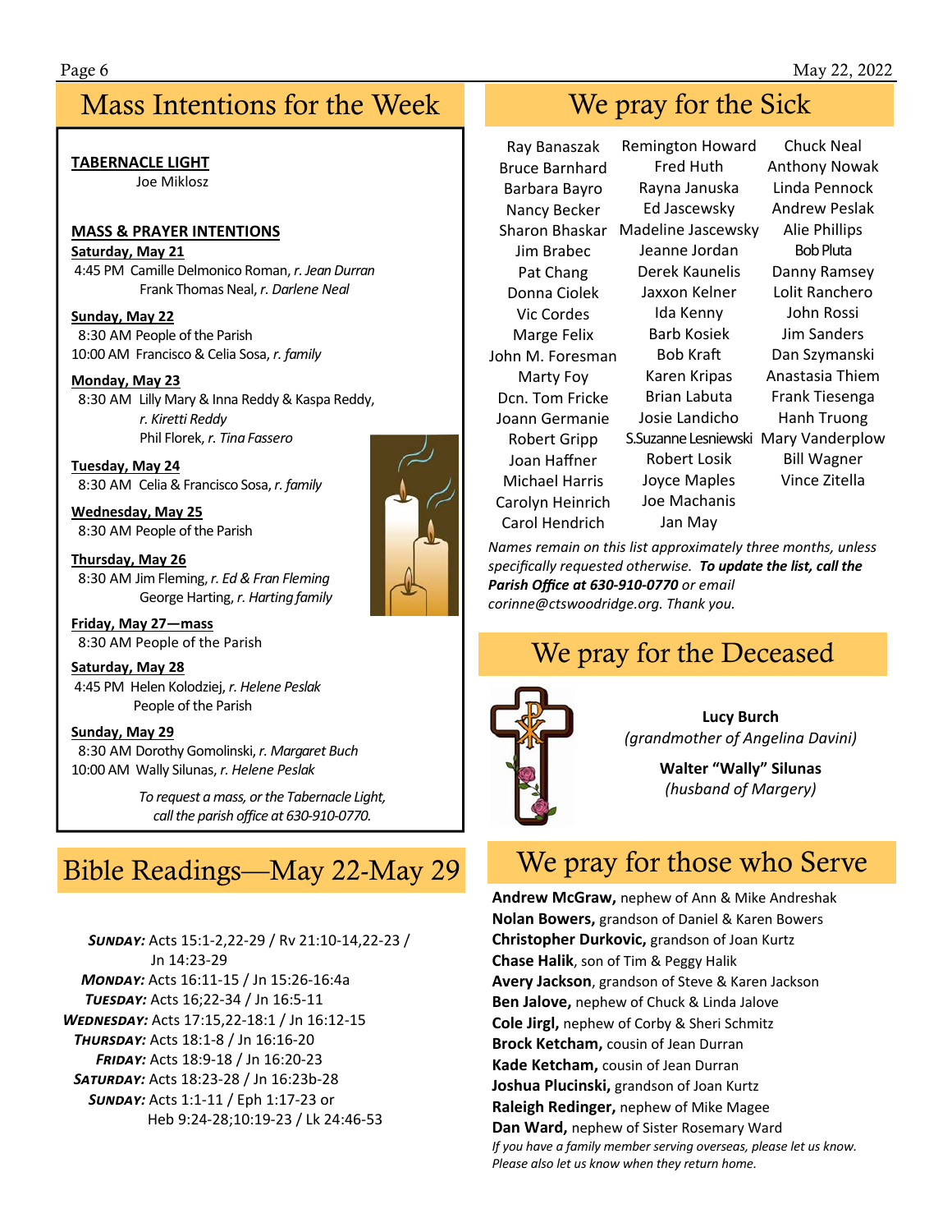## Mass Intentions for the Week

**TABERNACLE LIGHT**
Joe Miklosz

**MASS & PRAYER INTENTIONS**

**Saturday, May 21**
4:45 PM Camille Delmonico Roman, *r. Jean Durran*
Frank Thomas Neal, *r. Darlene Neal*

**Sunday, May 22**
8:30 AM People of the Parish
10:00 AM Francisco & Celia Sosa, *r. family*

**Monday, May 23**
8:30 AM Lilly Mary & Inna Reddy & Kaspa Reddy, *r. Kiretti Reddy*
Phil Florek, *r. Tina Fassero*

**Tuesday, May 24**
8:30 AM Celia & Francisco Sosa, *r. family*

**Wednesday, May 25**
8:30 AM People of the Parish

**Thursday, May 26**
8:30 AM Jim Fleming, *r. Ed & Fran Fleming*
George Harting, *r. Harting family*

**Friday, May 27—mass**
8:30 AM People of the Parish

**Saturday, May 28**
4:45 PM Helen Kolodziej, *r. Helene Peslak*
People of the Parish

**Sunday, May 29**
8:30 AM Dorothy Gomolinski, *r. Margaret Buch*
10:00 AM Wally Silunas, *r. Helene Peslak*

*To request a mass, or the Tabernacle Light, call the parish office at 630-910-0770.*

## Bible Readings—May 22-May 29

***Sunday:*** Acts 15:1-2,22-29 / Rv 21:10-14,22-23 / Jn 14:23-29
***Monday:*** Acts 16:11-15 / Jn 15:26-16:4a
***Tuesday:*** Acts 16;22-34 / Jn 16:5-11
***Wednesday:*** Acts 17:15,22-18:1 / Jn 16:12-15
***Thursday:*** Acts 18:1-8 / Jn 16:16-20
***Friday:*** Acts 18:9-18 / Jn 16:20-23
***Saturday:*** Acts 18:23-28 / Jn 16:23b-28
***Sunday:*** Acts 1:1-11 / Eph 1:17-23 or Heb 9:24-28;10:19-23 / Lk 24:46-53

## We pray for the Sick

Ray Banaszak
Bruce Barnhard
Barbara Bayro
Nancy Becker
Sharon Bhaskar
Jim Brabec
Pat Chang
Donna Ciolek
Vic Cordes
Marge Felix
John M. Foresman
Marty Foy
Dcn. Tom Fricke
Joann Germanie
Robert Gripp
Joan Haffner
Michael Harris
Carolyn Heinrich
Carol Hendrich
Remington Howard
Fred Huth
Rayna Januska
Ed Jascewsky
Madeline Jascewsky
Jeanne Jordan
Derek Kaunelis
Jaxxon Kelner
Ida Kenny
Barb Kosiek
Bob Kraft
Karen Kripas
Brian Labuta
Josie Landicho
S.Suzanne Lesniewski
Robert Losik
Joyce Maples
Joe Machanis
Jan May
Chuck Neal
Anthony Nowak
Linda Pennock
Andrew Peslak
Alie Phillips
Bob Pluta
Danny Ramsey
Lolit Ranchero
John Rossi
Jim Sanders
Dan Szymanski
Anastasia Thiem
Frank Tiesenga
Hanh Truong
Mary Vanderplow
Bill Wagner
Vince Zitella

*Names remain on this list approximately three months, unless specifically requested otherwise.* ***To update the list, call the Parish Office at 630-910-0770*** *or email corinne@ctswoodridge.org. Thank you.*

## We pray for the Deceased

**Lucy Burch**
*(grandmother of Angelina Davini)*

**Walter "Wally" Silunas**
*(husband of Margery)*

## We pray for those who Serve

**Andrew McGraw,** nephew of Ann & Mike Andreshak
**Nolan Bowers,** grandson of Daniel & Karen Bowers
**Christopher Durkovic,** grandson of Joan Kurtz
**Chase Halik**, son of Tim & Peggy Halik
**Avery Jackson**, grandson of Steve & Karen Jackson
**Ben Jalove,** nephew of Chuck & Linda Jalove
**Cole Jirgl,** nephew of Corby & Sheri Schmitz
**Brock Ketcham,** cousin of Jean Durran
**Kade Ketcham,** cousin of Jean Durran
**Joshua Plucinski,** grandson of Joan Kurtz
**Raleigh Redinger,** nephew of Mike Magee
**Dan Ward,** nephew of Sister Rosemary Ward

*If you have a family member serving overseas, please let us know. Please also let us know when they return home.*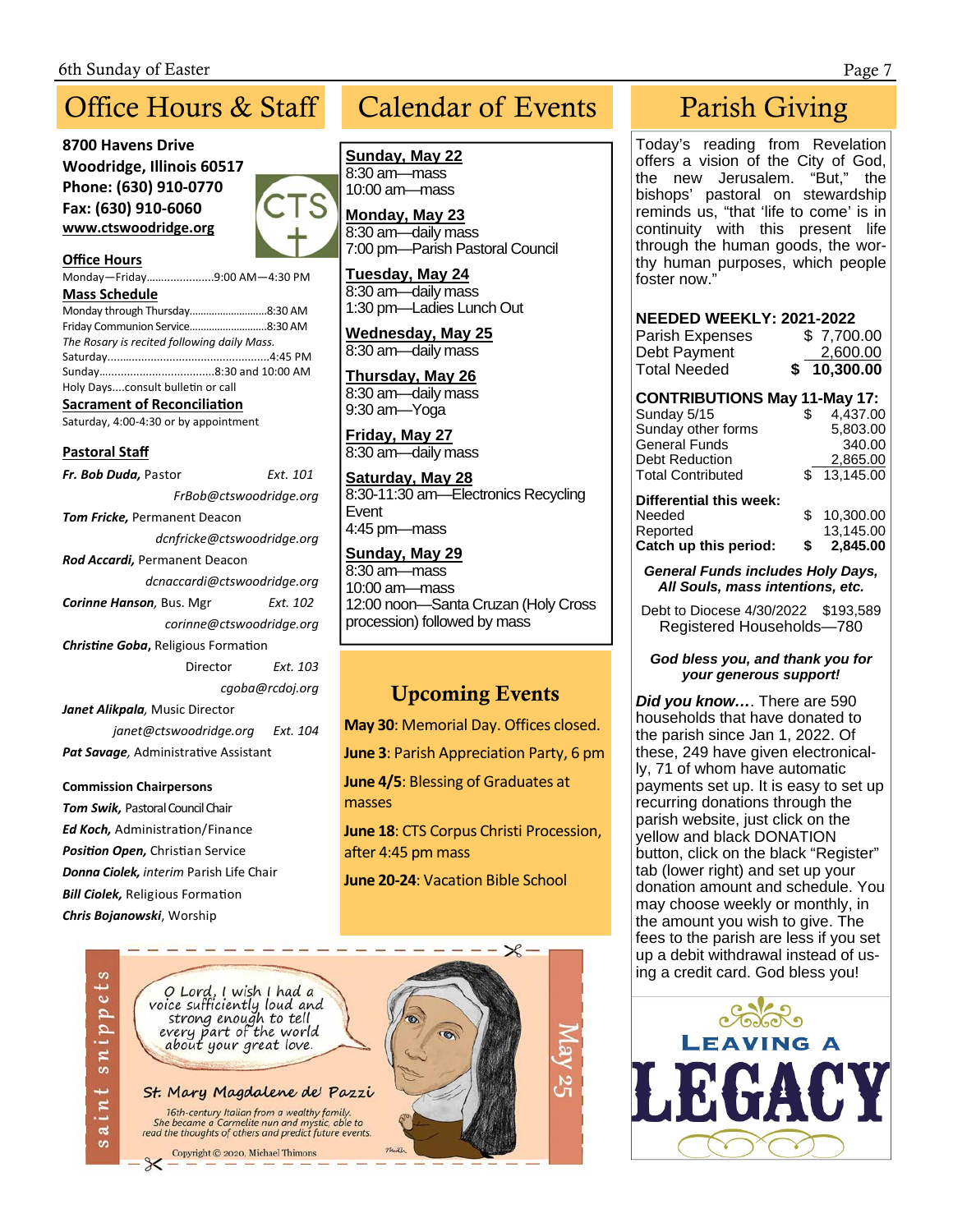# Office Hours & Staff

**8700 Havens Drive**
**Woodridge, Illinois 60517**
**Phone: (630) 910-0770**
**Fax: (630) 910-6060**
**www.ctswoodridge.org**

**Office Hours**
Monday—Friday......................9:00 AM—4:30 PM

**Mass Schedule**
Monday through Thursday............................8:30 AM
Friday Communion Service............................8:30 AM
*The Rosary is recited following daily Mass.*
Saturday....................................................4:45 PM
Sunday......................................8:30 and 10:00 AM
Holy Days....consult bulletin or call

**Sacrament of Reconciliation**
Saturday, 4:00-4:30 or by appointment

**Pastoral Staff**

***Fr. Bob Duda,*** Pastor — *Ext. 101*
*FrBob@ctswoodridge.org*

***Tom Fricke,*** Permanent Deacon
*dcnfricke@ctswoodridge.org*

***Rod Accardi,*** Permanent Deacon
*dcnaccardi@ctswoodridge.org*

***Corinne Hanson,*** Bus. Mgr — *Ext. 102*
*corinne@ctswoodridge.org*

***Christine Goba***, Religious Formation Director — *Ext. 103*
*cgoba@rcdoj.org*

***Janet Alikpala,*** Music Director
*janet@ctswoodridge.org* — *Ext. 104*

***Pat Savage,*** Administrative Assistant

**Commission Chairpersons**

***Tom Swik,*** Pastoral Council Chair
***Ed Koch,*** Administration/Finance
***Position Open,*** Christian Service
***Donna Ciolek,*** *interim* Parish Life Chair
***Bill Ciolek,*** Religious Formation
***Chris Bojanowski***, Worship

# Calendar of Events

**Sunday, May 22**
8:30 am—mass
10:00 am—mass

**Monday, May 23**
8:30 am—daily mass
7:00 pm—Parish Pastoral Council

**Tuesday, May 24**
8:30 am—daily mass
1:30 pm—Ladies Lunch Out

**Wednesday, May 25**
8:30 am—daily mass

**Thursday, May 26**
8:30 am—daily mass
9:30 am—Yoga

**Friday, May 27**
8:30 am—daily mass

**Saturday, May 28**
8:30-11:30 am—Electronics Recycling Event
4:45 pm—mass

**Sunday, May 29**
8:30 am—mass
10:00 am—mass
12:00 noon—Santa Cruzan (Holy Cross procession) followed by mass

## Upcoming Events

**May 30**: Memorial Day. Offices closed.

**June 3**: Parish Appreciation Party, 6 pm

**June 4/5**: Blessing of Graduates at masses

**June 18**: CTS Corpus Christi Procession, after 4:45 pm mass

**June 20-24**: Vacation Bible School

saint snippets — May 25

O Lord, I wish I had a voice sufficiently loud and strong enough to tell every part of the world about your great love.

St. Mary Magdalene de' Pazzi

16th-century Italian from a wealthy family. She became a Carmelite nun and mystic, able to read the thoughts of others and predict future events.

Copyright © 2020, Michael Thimons

# Parish Giving

Today's reading from Revelation offers a vision of the City of God, the new Jerusalem. "But," the bishops' pastoral on stewardship reminds us, "that 'life to come' is in continuity with this present life through the human goods, the worthy human purposes, which people foster now."

**NEEDED WEEKLY: 2021-2022**

| | |
|---|---|
| Parish Expenses | $ 7,700.00 |
| Debt Payment | 2,600.00 |
| Total Needed | **$ 10,300.00** |

**CONTRIBUTIONS May 11-May 17:**

| | |
|---|---|
| Sunday 5/15 | $ 4,437.00 |
| Sunday other forms | 5,803.00 |
| General Funds | 340.00 |
| Debt Reduction | 2,865.00 |
| Total Contributed | $ 13,145.00 |

**Differential this week:**

| | |
|---|---|
| Needed | $ 10,300.00 |
| Reported | 13,145.00 |
| **Catch up this period:** | **$ 2,845.00** |

***General Funds includes Holy Days, All Souls, mass intentions, etc.***

Debt to Diocese 4/30/2022 $193,589
Registered Households—780

***God bless you, and thank you for your generous support!***

***Did you know…***. There are 590 households that have donated to the parish since Jan 1, 2022. Of these, 249 have given electronically, 71 of whom have automatic payments set up. It is easy to set up recurring donations through the parish website, just click on the yellow and black DONATION button, click on the black "Register" tab (lower right) and set up your donation amount and schedule. You may choose weekly or monthly, in the amount you wish to give. The fees to the parish are less if you set up a debit withdrawal instead of using a credit card. God bless you!

LEAVING A LEGACY